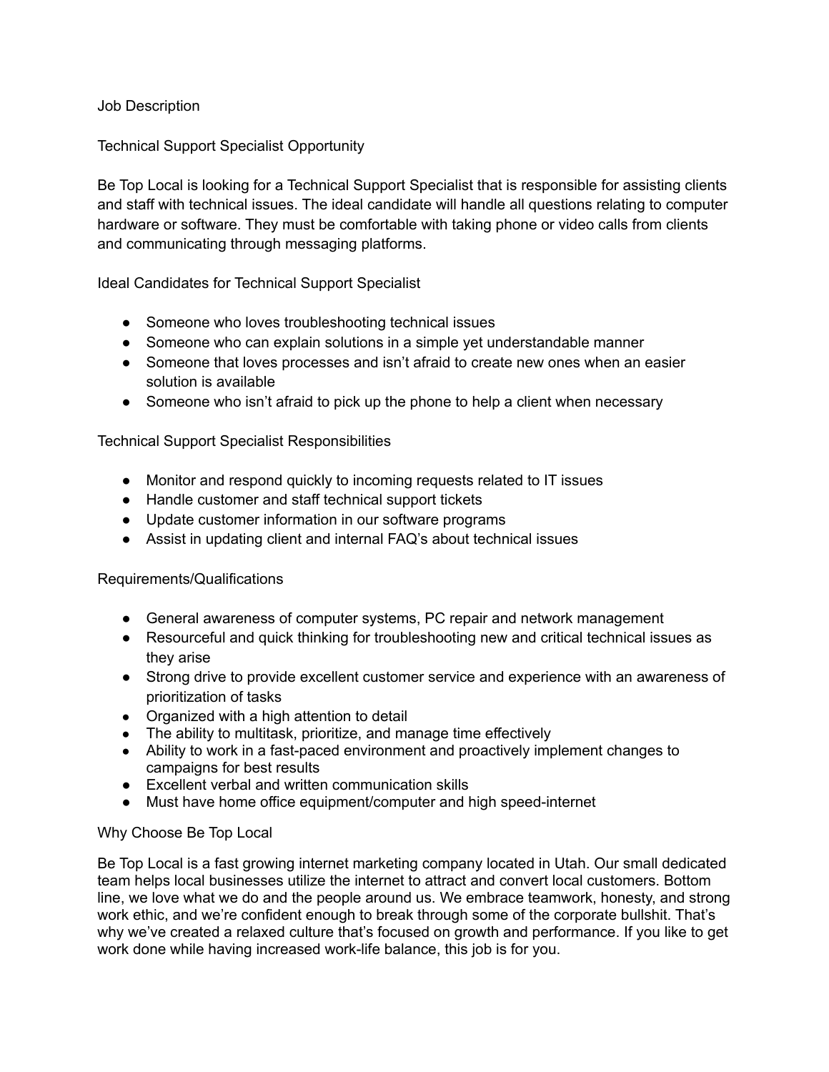# Job Description

## Technical Support Specialist Opportunity

Be Top Local is looking for a Technical Support Specialist that is responsible for assisting clients and staff with technical issues. The ideal candidate will handle all questions relating to computer hardware or software. They must be comfortable with taking phone or video calls from clients and communicating through messaging platforms.

### Ideal Candidates for Technical Support Specialist

- Someone who loves troubleshooting technical issues
- Someone who can explain solutions in a simple yet understandable manner
- Someone that loves processes and isn't afraid to create new ones when an easier solution is available
- Someone who isn't afraid to pick up the phone to help a client when necessary

### Technical Support Specialist Responsibilities

- Monitor and respond quickly to incoming requests related to IT issues
- Handle customer and staff technical support tickets
- Update customer information in our software programs
- Assist in updating client and internal FAQ's about technical issues

### Requirements/Qualifications

- General awareness of computer systems, PC repair and network management
- Resourceful and quick thinking for troubleshooting new and critical technical issues as they arise
- Strong drive to provide excellent customer service and experience with an awareness of prioritization of tasks
- Organized with a high attention to detail
- The ability to multitask, prioritize, and manage time effectively
- Ability to work in a fast-paced environment and proactively implement changes to campaigns for best results
- Excellent verbal and written communication skills
- Must have home office equipment/computer and high speed-internet

### Why Choose Be Top Local

Be Top Local is a fast growing internet marketing company located in Utah. Our small dedicated team helps local businesses utilize the internet to attract and convert local customers. Bottom line, we love what we do and the people around us. We embrace teamwork, honesty, and strong work ethic, and we're confident enough to break through some of the corporate bullshit. That's why we've created a relaxed culture that's focused on growth and performance. If you like to get work done while having increased work-life balance, this job is for you.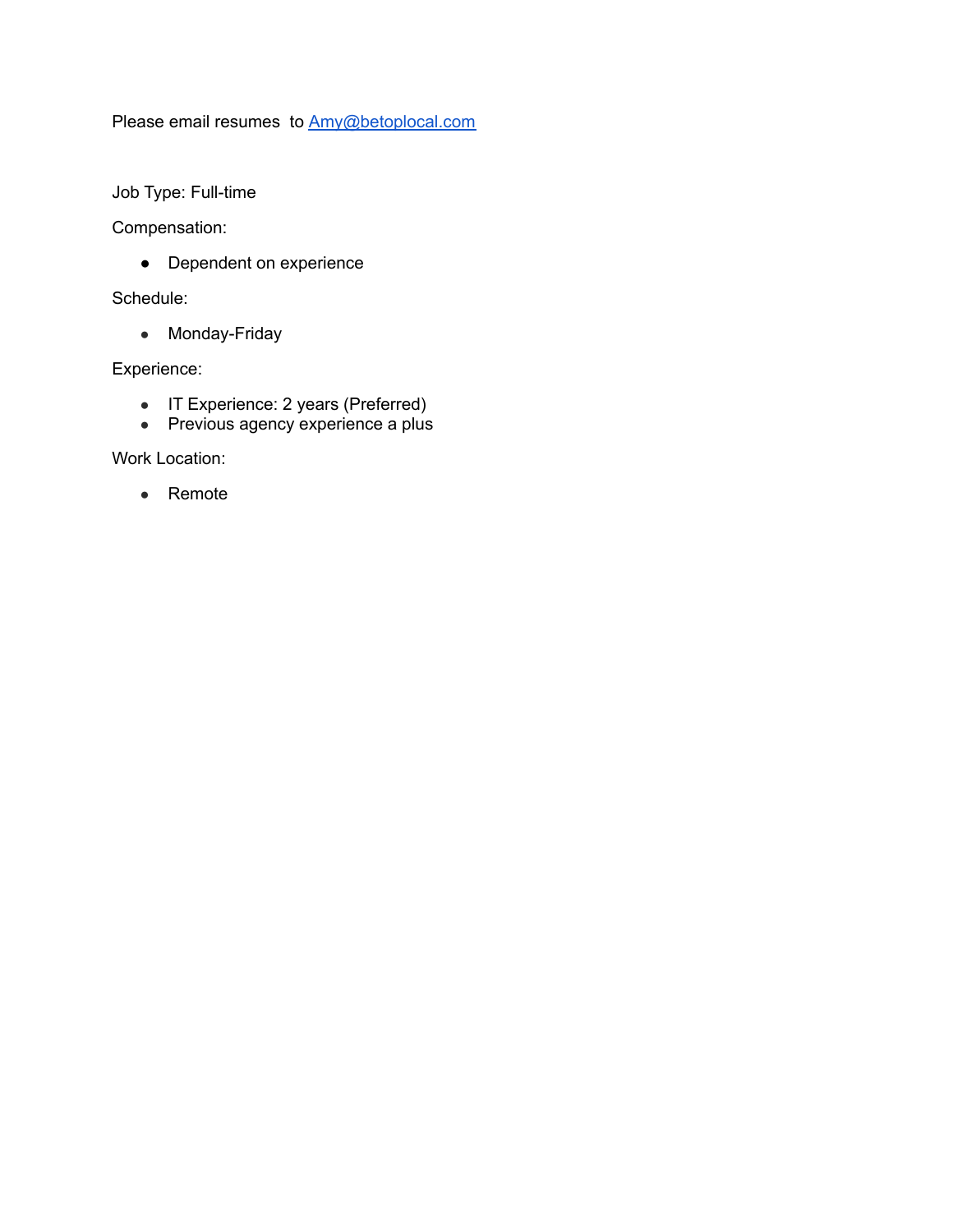Please email resumes to [Amy@betoplocal.com](mailto:Amy@betoplocal.com)

Job Type: Full-time

Compensation:

- Dependent on experience

Schedule:

- Monday-Friday

Experience:

- IT Experience: 2 years (Preferred)
- Previous agency experience a plus

Work Location:

- Remote